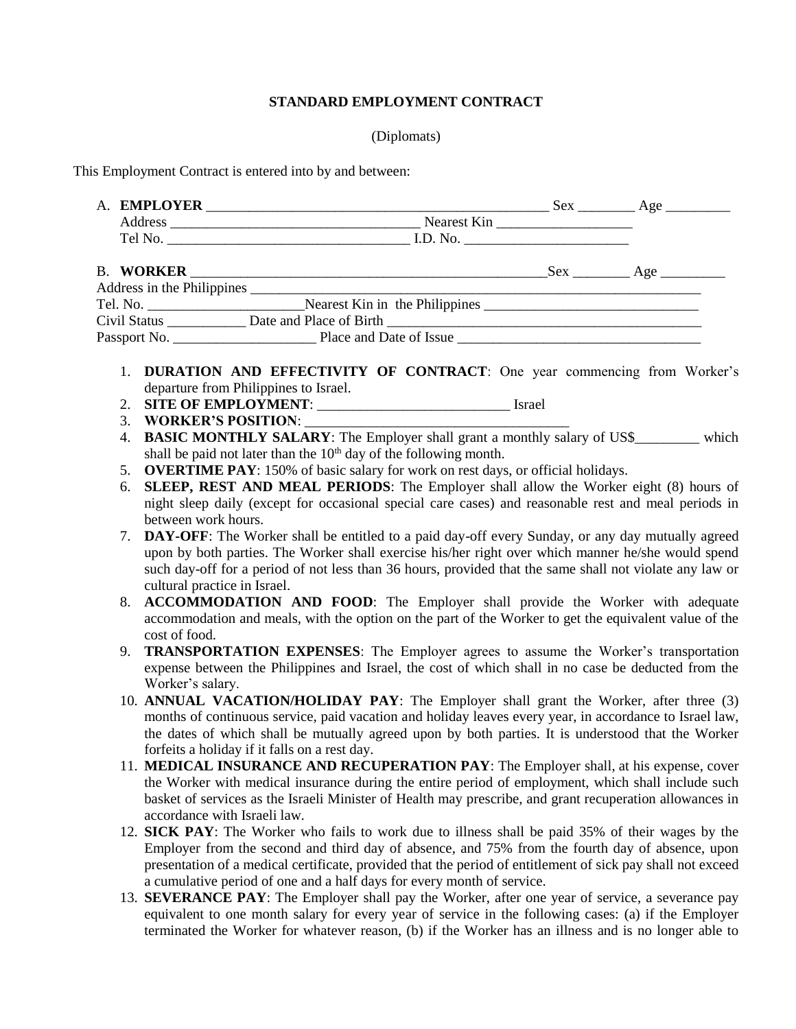**STANDARD EMPLOYMENT CONTRACT**

(Diplomats)

This Employment Contract is entered into by and between:

A. **EMPLOYER** ________________________________________________ Sex ________ Age _________
Address __________________________________ Nearest Kin ___________________
Tel No. _________________________________ I.D. No. _______________________

B. **WORKER** _________________________________________________Sex ________ Age _________
Address in the Philippines _____________________________________________________________
Tel. No. _____________________Nearest Kin in the Philippines ______________________________
Civil Status ___________ Date and Place of Birth ___________________________________________
Passport No. ____________________ Place and Date of Issue __________________________________

1. **DURATION AND EFFECTIVITY OF CONTRACT**: One year commencing from Worker's departure from Philippines to Israel.
2. **SITE OF EMPLOYMENT**: ___________________________ Israel
3. **WORKER'S POSITION**: ____________________________________
4. **BASIC MONTHLY SALARY**: The Employer shall grant a monthly salary of US$_________ which shall be paid not later than the 10th day of the following month.
5. **OVERTIME PAY**: 150% of basic salary for work on rest days, or official holidays.
6. **SLEEP, REST AND MEAL PERIODS**: The Employer shall allow the Worker eight (8) hours of night sleep daily (except for occasional special care cases) and reasonable rest and meal periods in between work hours.
7. **DAY-OFF**: The Worker shall be entitled to a paid day-off every Sunday, or any day mutually agreed upon by both parties. The Worker shall exercise his/her right over which manner he/she would spend such day-off for a period of not less than 36 hours, provided that the same shall not violate any law or cultural practice in Israel.
8. **ACCOMMODATION AND FOOD**: The Employer shall provide the Worker with adequate accommodation and meals, with the option on the part of the Worker to get the equivalent value of the cost of food.
9. **TRANSPORTATION EXPENSES**: The Employer agrees to assume the Worker's transportation expense between the Philippines and Israel, the cost of which shall in no case be deducted from the Worker's salary.
10. **ANNUAL VACATION/HOLIDAY PAY**: The Employer shall grant the Worker, after three (3) months of continuous service, paid vacation and holiday leaves every year, in accordance to Israel law, the dates of which shall be mutually agreed upon by both parties. It is understood that the Worker forfeits a holiday if it falls on a rest day.
11. **MEDICAL INSURANCE AND RECUPERATION PAY**: The Employer shall, at his expense, cover the Worker with medical insurance during the entire period of employment, which shall include such basket of services as the Israeli Minister of Health may prescribe, and grant recuperation allowances in accordance with Israeli law.
12. **SICK PAY**: The Worker who fails to work due to illness shall be paid 35% of their wages by the Employer from the second and third day of absence, and 75% from the fourth day of absence, upon presentation of a medical certificate, provided that the period of entitlement of sick pay shall not exceed a cumulative period of one and a half days for every month of service.
13. **SEVERANCE PAY**: The Employer shall pay the Worker, after one year of service, a severance pay equivalent to one month salary for every year of service in the following cases: (a) if the Employer terminated the Worker for whatever reason, (b) if the Worker has an illness and is no longer able to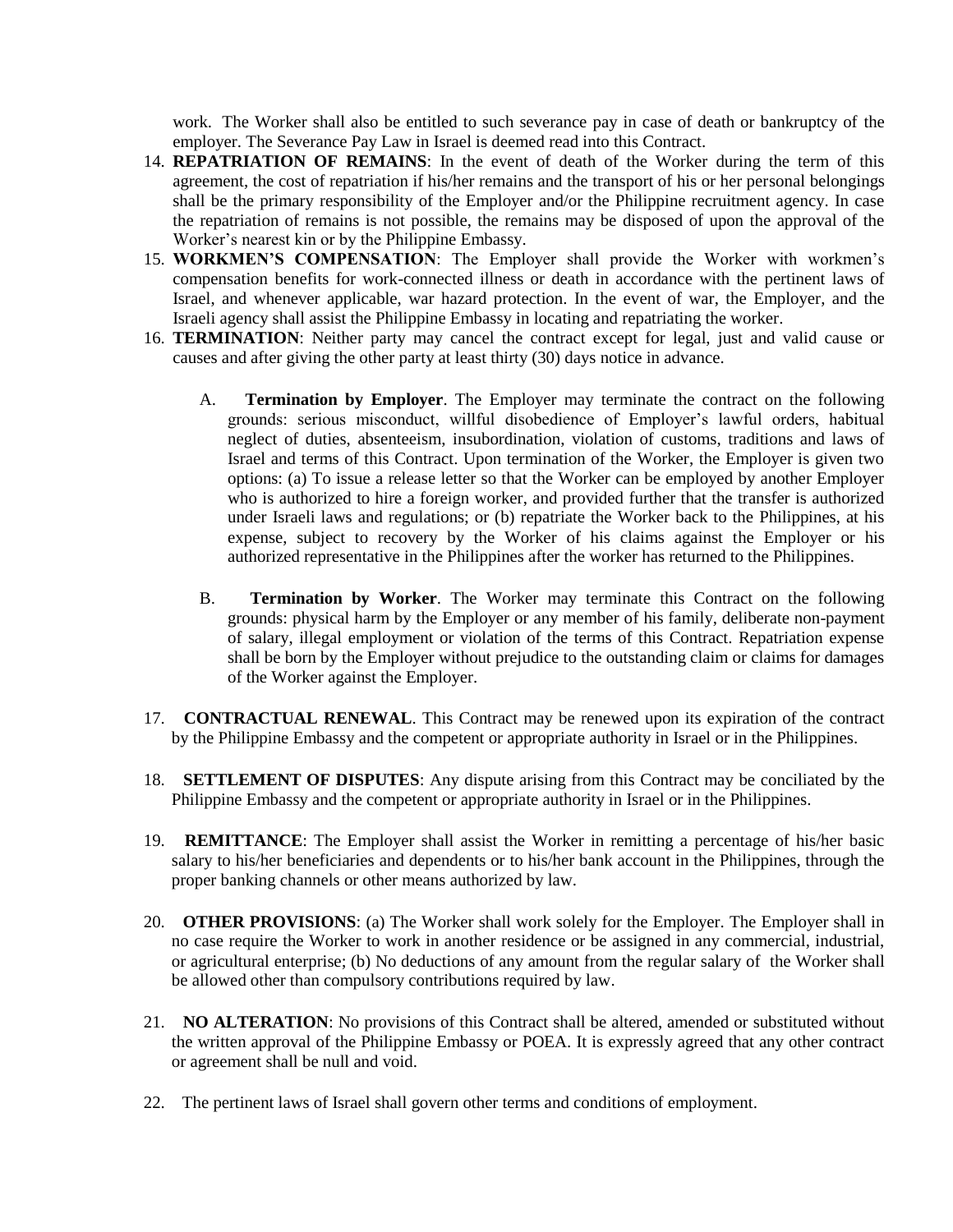work. The Worker shall also be entitled to such severance pay in case of death or bankruptcy of the employer. The Severance Pay Law in Israel is deemed read into this Contract.

14. **REPATRIATION OF REMAINS**: In the event of death of the Worker during the term of this agreement, the cost of repatriation if his/her remains and the transport of his or her personal belongings shall be the primary responsibility of the Employer and/or the Philippine recruitment agency. In case the repatriation of remains is not possible, the remains may be disposed of upon the approval of the Worker's nearest kin or by the Philippine Embassy.
15. **WORKMEN'S COMPENSATION**: The Employer shall provide the Worker with workmen's compensation benefits for work-connected illness or death in accordance with the pertinent laws of Israel, and whenever applicable, war hazard protection. In the event of war, the Employer, and the Israeli agency shall assist the Philippine Embassy in locating and repatriating the worker.
16. **TERMINATION**: Neither party may cancel the contract except for legal, just and valid cause or causes and after giving the other party at least thirty (30) days notice in advance.

    A. **Termination by Employer**. The Employer may terminate the contract on the following grounds: serious misconduct, willful disobedience of Employer's lawful orders, habitual neglect of duties, absenteeism, insubordination, violation of customs, traditions and laws of Israel and terms of this Contract. Upon termination of the Worker, the Employer is given two options: (a) To issue a release letter so that the Worker can be employed by another Employer who is authorized to hire a foreign worker, and provided further that the transfer is authorized under Israeli laws and regulations; or (b) repatriate the Worker back to the Philippines, at his expense, subject to recovery by the Worker of his claims against the Employer or his authorized representative in the Philippines after the worker has returned to the Philippines.

    B. **Termination by Worker**. The Worker may terminate this Contract on the following grounds: physical harm by the Employer or any member of his family, deliberate non-payment of salary, illegal employment or violation of the terms of this Contract. Repatriation expense shall be born by the Employer without prejudice to the outstanding claim or claims for damages of the Worker against the Employer.

17. **CONTRACTUAL RENEWAL**. This Contract may be renewed upon its expiration of the contract by the Philippine Embassy and the competent or appropriate authority in Israel or in the Philippines.

18. **SETTLEMENT OF DISPUTES**: Any dispute arising from this Contract may be conciliated by the Philippine Embassy and the competent or appropriate authority in Israel or in the Philippines.

19. **REMITTANCE**: The Employer shall assist the Worker in remitting a percentage of his/her basic salary to his/her beneficiaries and dependents or to his/her bank account in the Philippines, through the proper banking channels or other means authorized by law.

20. **OTHER PROVISIONS**: (a) The Worker shall work solely for the Employer. The Employer shall in no case require the Worker to work in another residence or be assigned in any commercial, industrial, or agricultural enterprise; (b) No deductions of any amount from the regular salary of the Worker shall be allowed other than compulsory contributions required by law.

21. **NO ALTERATION**: No provisions of this Contract shall be altered, amended or substituted without the written approval of the Philippine Embassy or POEA. It is expressly agreed that any other contract or agreement shall be null and void.

22. The pertinent laws of Israel shall govern other terms and conditions of employment.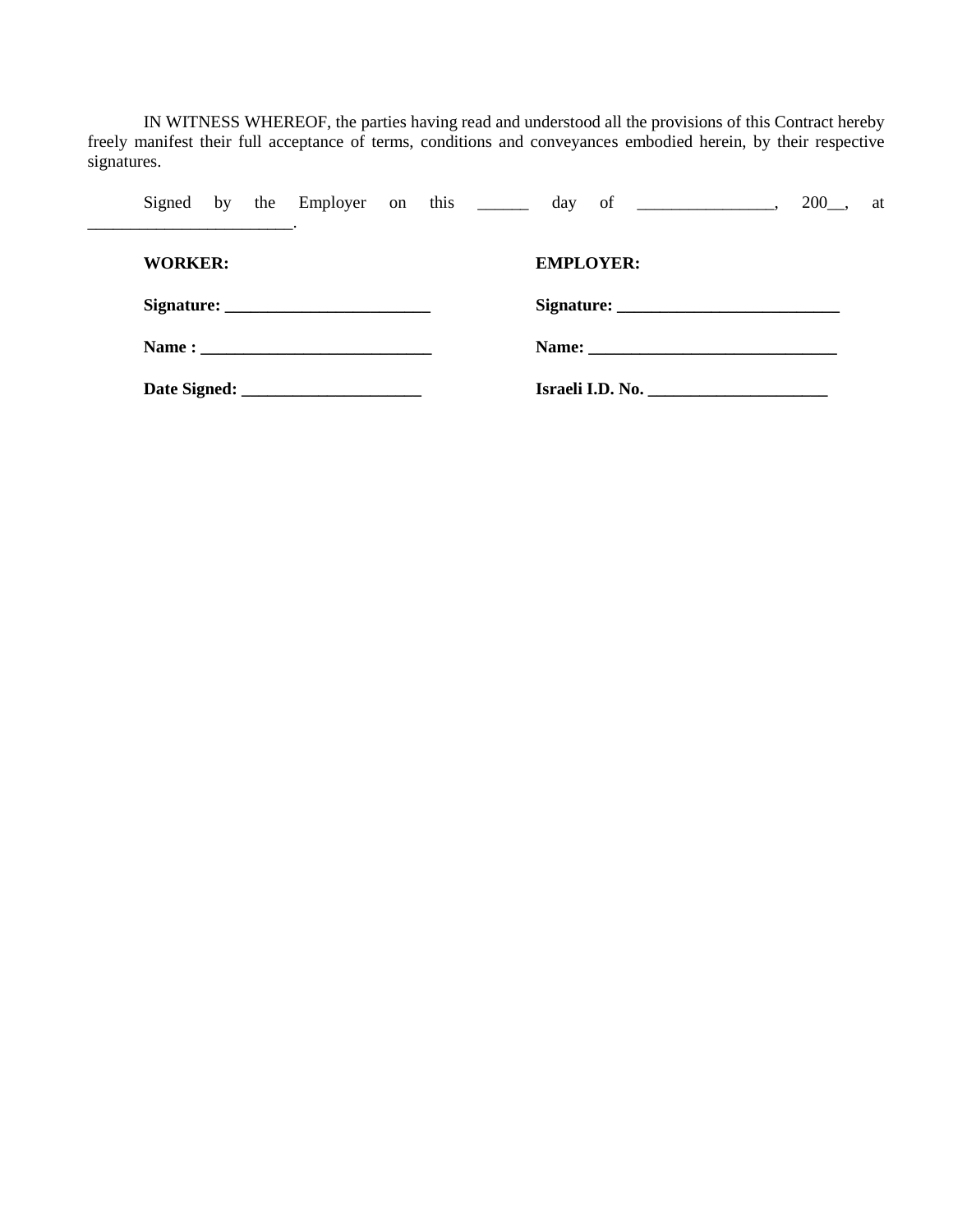IN WITNESS WHEREOF, the parties having read and understood all the provisions of this Contract hereby freely manifest their full acceptance of terms, conditions and conveyances embodied herein, by their respective signatures.

Signed by the Employer on this ______ day of ________________, 200__, at ________________________.

| | |
|---|---|
| **WORKER:** | **EMPLOYER:** |
| **Signature: ________________________** | **Signature: __________________________** |
| **Name : ___________________________** | **Name: _____________________________** |
| **Date Signed: _____________________** | **Israeli I.D. No. _____________________** |